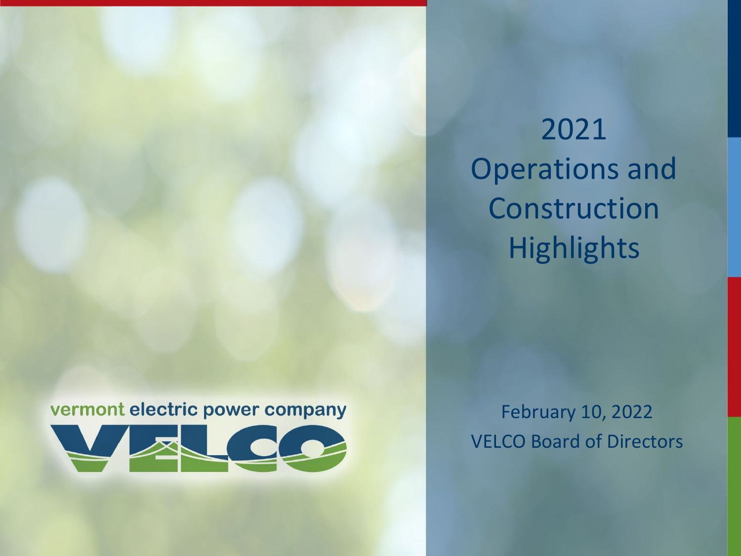vermont electric power company

VELCO

# 2021 Operations and Construction Highlights

February 10, 2022

VELCO Board of Directors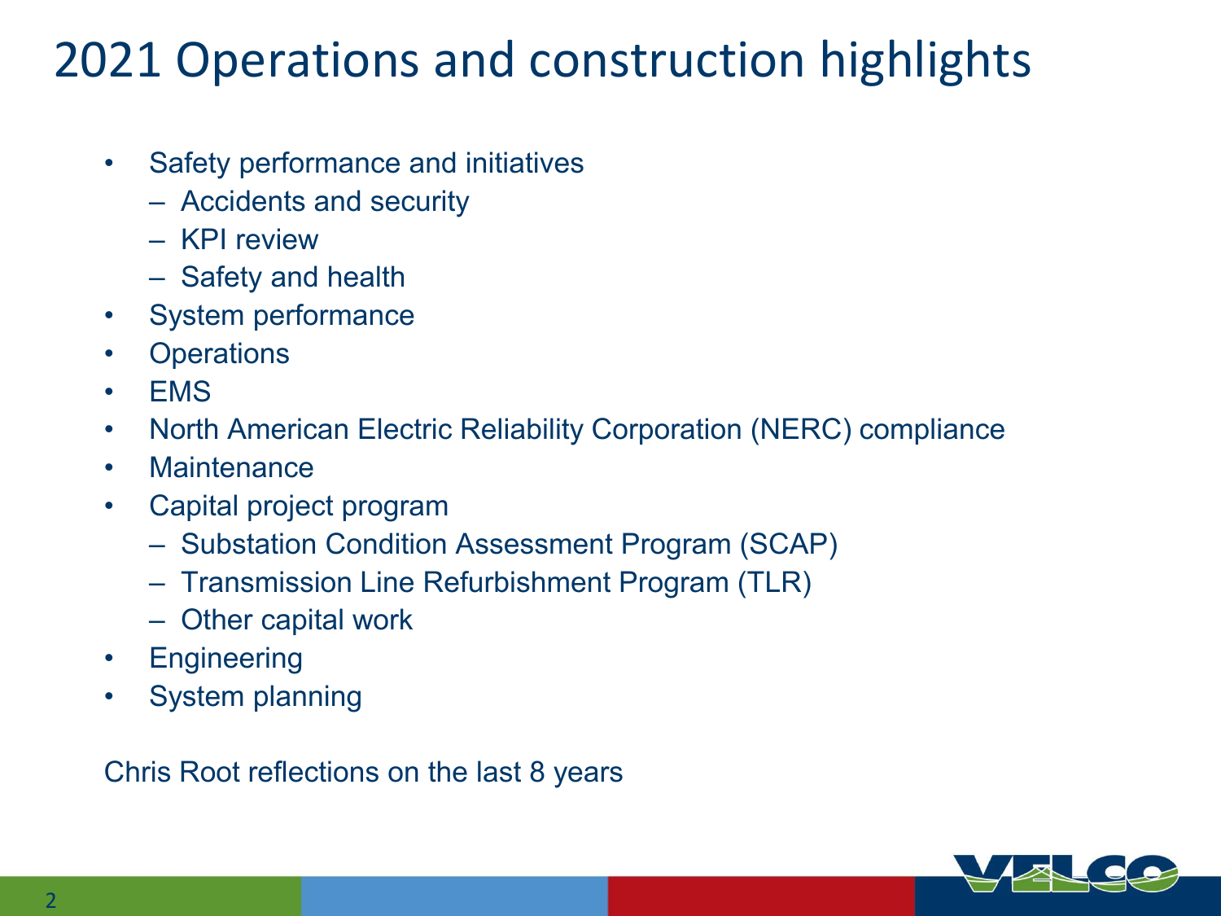# 2021 Operations and construction highlights

- Safety performance and initiatives
  - Accidents and security
  - KPI review
  - Safety and health
- System performance
- Operations
- EMS
- North American Electric Reliability Corporation (NERC) compliance
- Maintenance
- Capital project program
  - Substation Condition Assessment Program (SCAP)
  - Transmission Line Refurbishment Program (TLR)
  - Other capital work
- Engineering
- System planning

Chris Root reflections on the last 8 years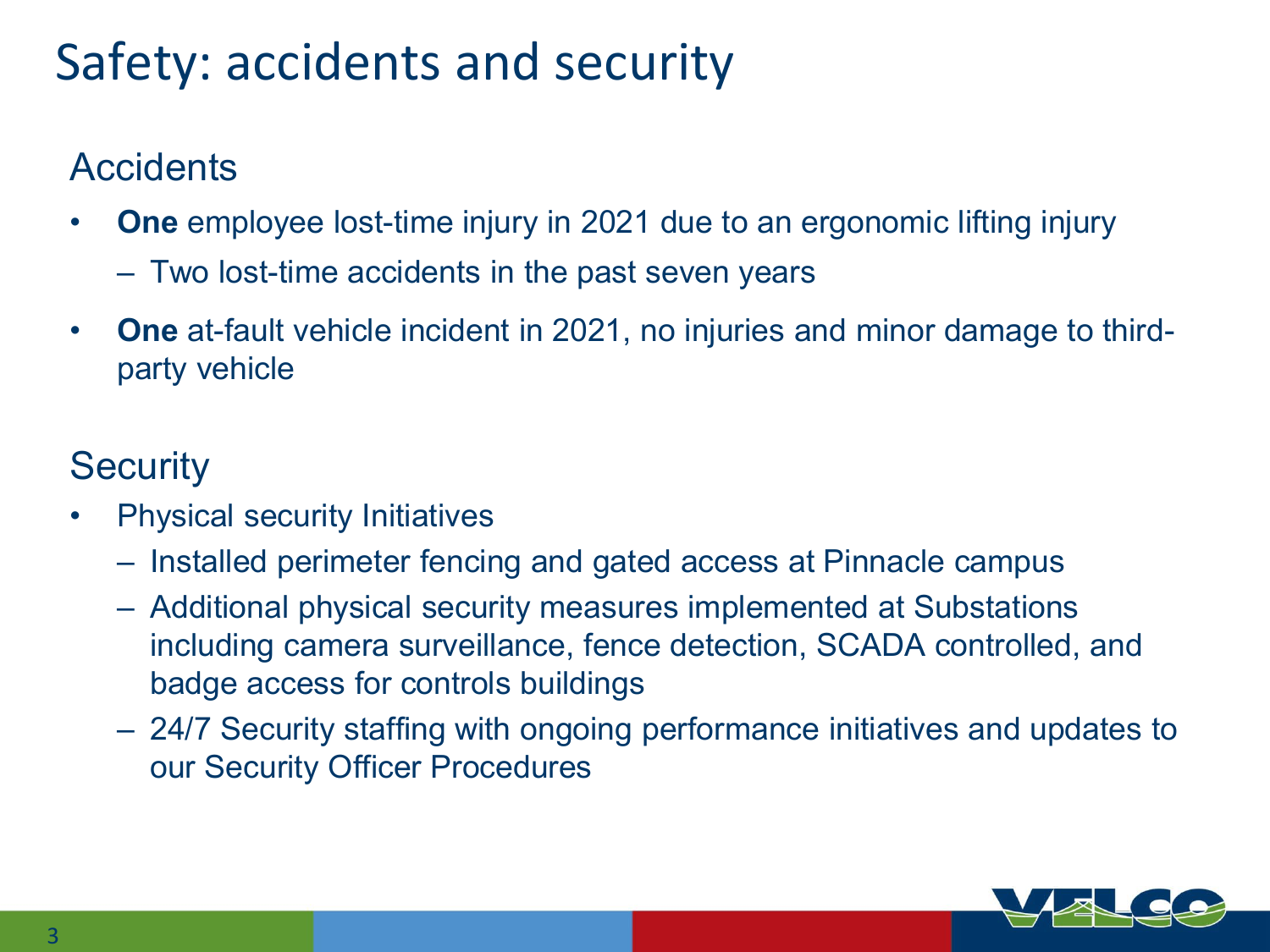# Safety: accidents and security

## Accidents

- **One** employee lost-time injury in 2021 due to an ergonomic lifting injury
  - Two lost-time accidents in the past seven years
- **One** at-fault vehicle incident in 2021, no injuries and minor damage to third-party vehicle

## Security

- Physical security Initiatives
  - Installed perimeter fencing and gated access at Pinnacle campus
  - Additional physical security measures implemented at Substations including camera surveillance, fence detection, SCADA controlled, and badge access for controls buildings
  - 24/7 Security staffing with ongoing performance initiatives and updates to our Security Officer Procedures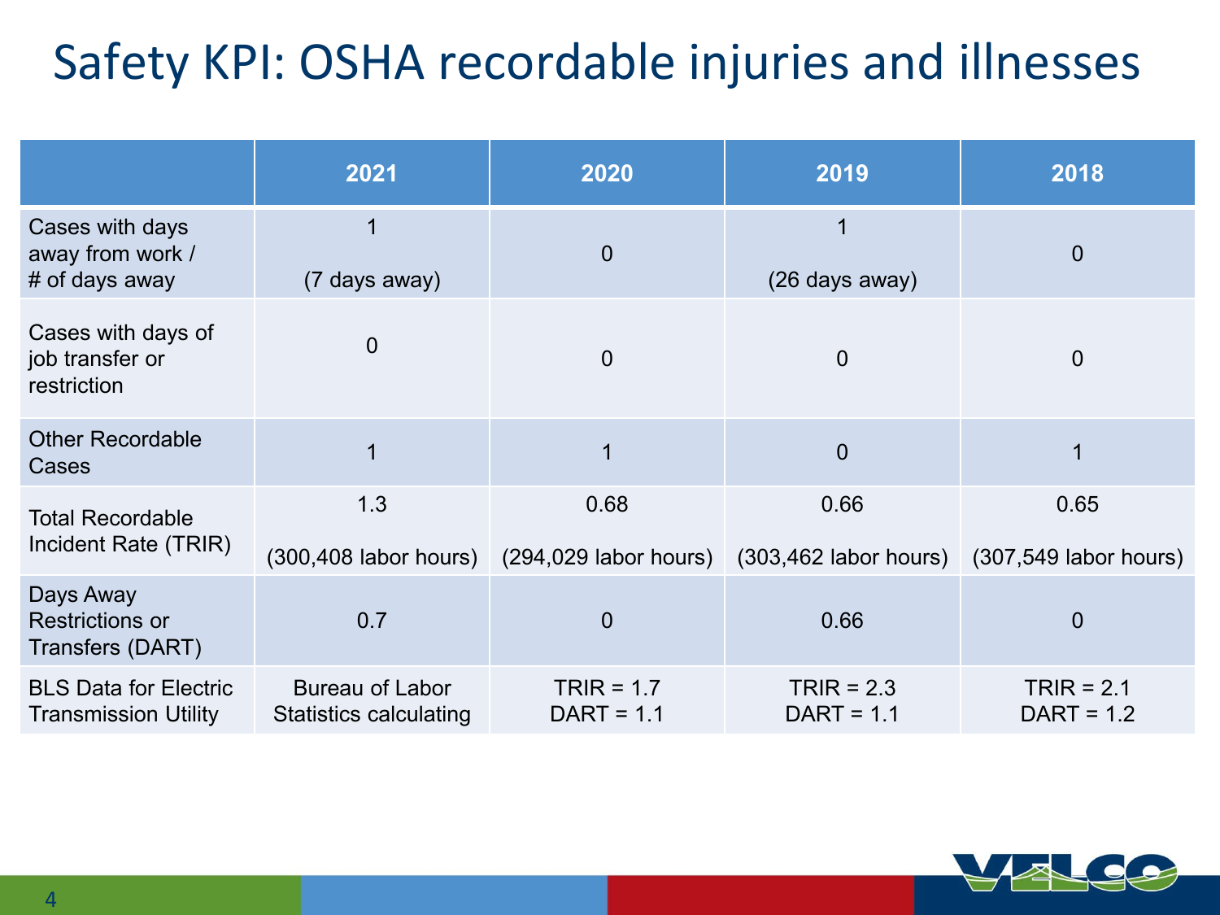# Safety KPI: OSHA recordable injuries and illnesses

| | 2021 | 2020 | 2019 | 2018 |
|---|---|---|---|---|
| Cases with days away from work / # of days away | 1 (7 days away) | 0 | 1 (26 days away) | 0 |
| Cases with days of job transfer or restriction | 0 | 0 | 0 | 0 |
| Other Recordable Cases | 1 | 1 | 0 | 1 |
| Total Recordable Incident Rate (TRIR) | 1.3 (300,408 labor hours) | 0.68 (294,029 labor hours) | 0.66 (303,462 labor hours) | 0.65 (307,549 labor hours) |
| Days Away Restrictions or Transfers (DART) | 0.7 | 0 | 0.66 | 0 |
| BLS Data for Electric Transmission Utility | Bureau of Labor Statistics calculating | TRIR = 1.7 DART = 1.1 | TRIR = 2.3 DART = 1.1 | TRIR = 2.1 DART = 1.2 |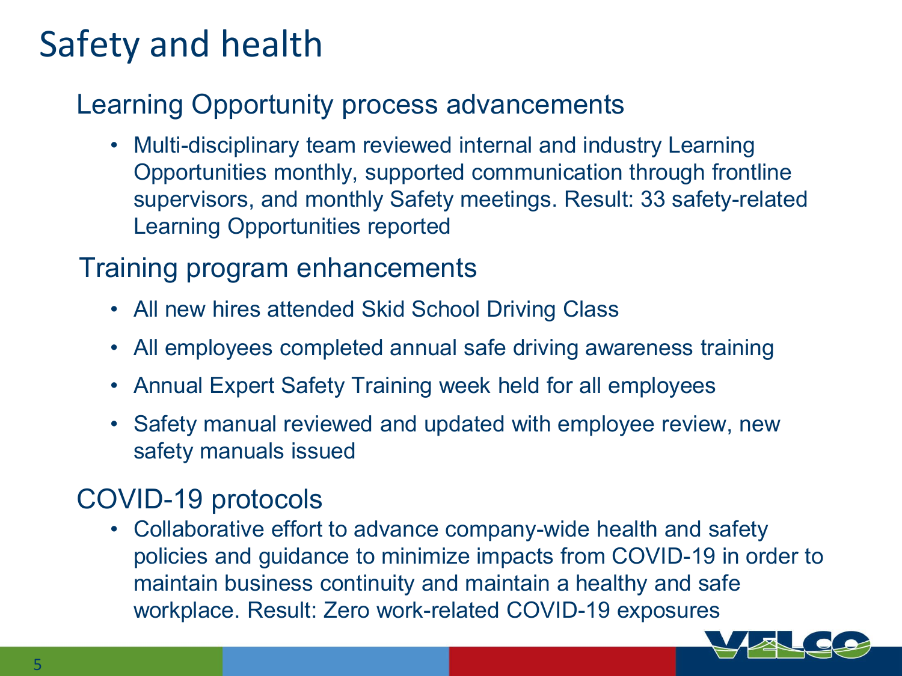# Safety and health

## Learning Opportunity process advancements

- Multi-disciplinary team reviewed internal and industry Learning Opportunities monthly, supported communication through frontline supervisors, and monthly Safety meetings. Result: 33 safety-related Learning Opportunities reported

## Training program enhancements

- All new hires attended Skid School Driving Class
- All employees completed annual safe driving awareness training
- Annual Expert Safety Training week held for all employees
- Safety manual reviewed and updated with employee review, new safety manuals issued

## COVID-19 protocols

- Collaborative effort to advance company-wide health and safety policies and guidance to minimize impacts from COVID-19 in order to maintain business continuity and maintain a healthy and safe workplace. Result: Zero work-related COVID-19 exposures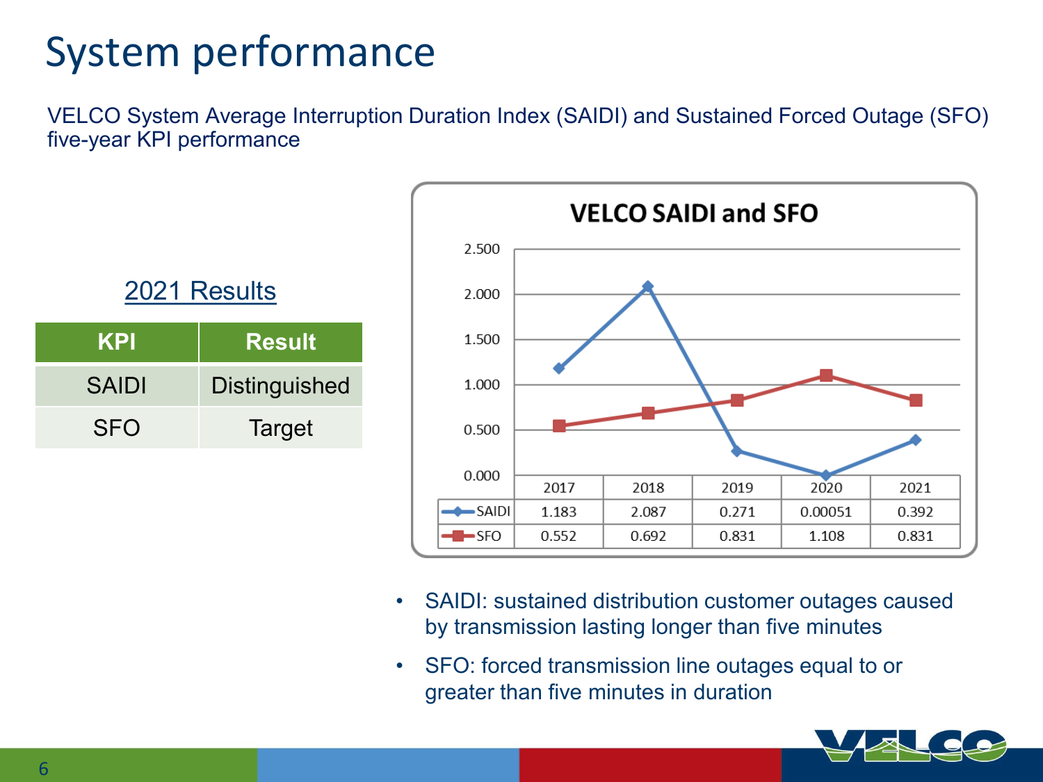# System performance

VELCO System Average Interruption Duration Index (SAIDI) and Sustained Forced Outage (SFO) five-year KPI performance

## 2021 Results

| KPI | Result |
|---|---|
| SAIDI | Distinguished |
| SFO | Target |

**VELCO SAIDI and SFO**

| | 2017 | 2018 | 2019 | 2020 | 2021 |
|---|---|---|---|---|---|
| SAIDI | 1.183 | 2.087 | 0.271 | 0.00051 | 0.392 |
| SFO | 0.552 | 0.692 | 0.831 | 1.108 | 0.831 |

- SAIDI: sustained distribution customer outages caused by transmission lasting longer than five minutes
- SFO: forced transmission line outages equal to or greater than five minutes in duration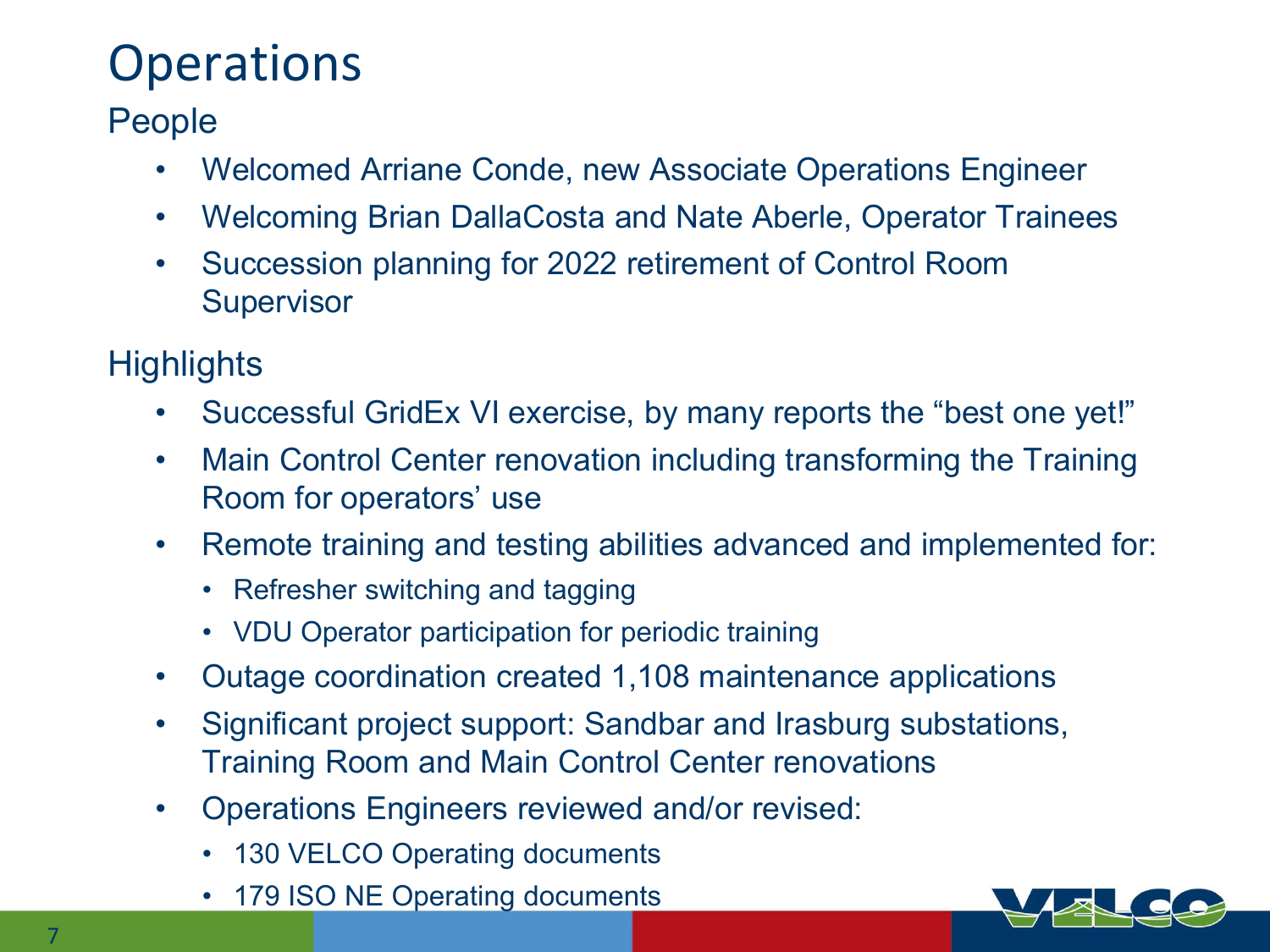# Operations

## People

- Welcomed Arriane Conde, new Associate Operations Engineer
- Welcoming Brian DallaCosta and Nate Aberle, Operator Trainees
- Succession planning for 2022 retirement of Control Room Supervisor

## Highlights

- Successful GridEx VI exercise, by many reports the "best one yet!"
- Main Control Center renovation including transforming the Training Room for operators' use
- Remote training and testing abilities advanced and implemented for:
  - Refresher switching and tagging
  - VDU Operator participation for periodic training
- Outage coordination created 1,108 maintenance applications
- Significant project support: Sandbar and Irasburg substations, Training Room and Main Control Center renovations
- Operations Engineers reviewed and/or revised:
  - 130 VELCO Operating documents
  - 179 ISO NE Operating documents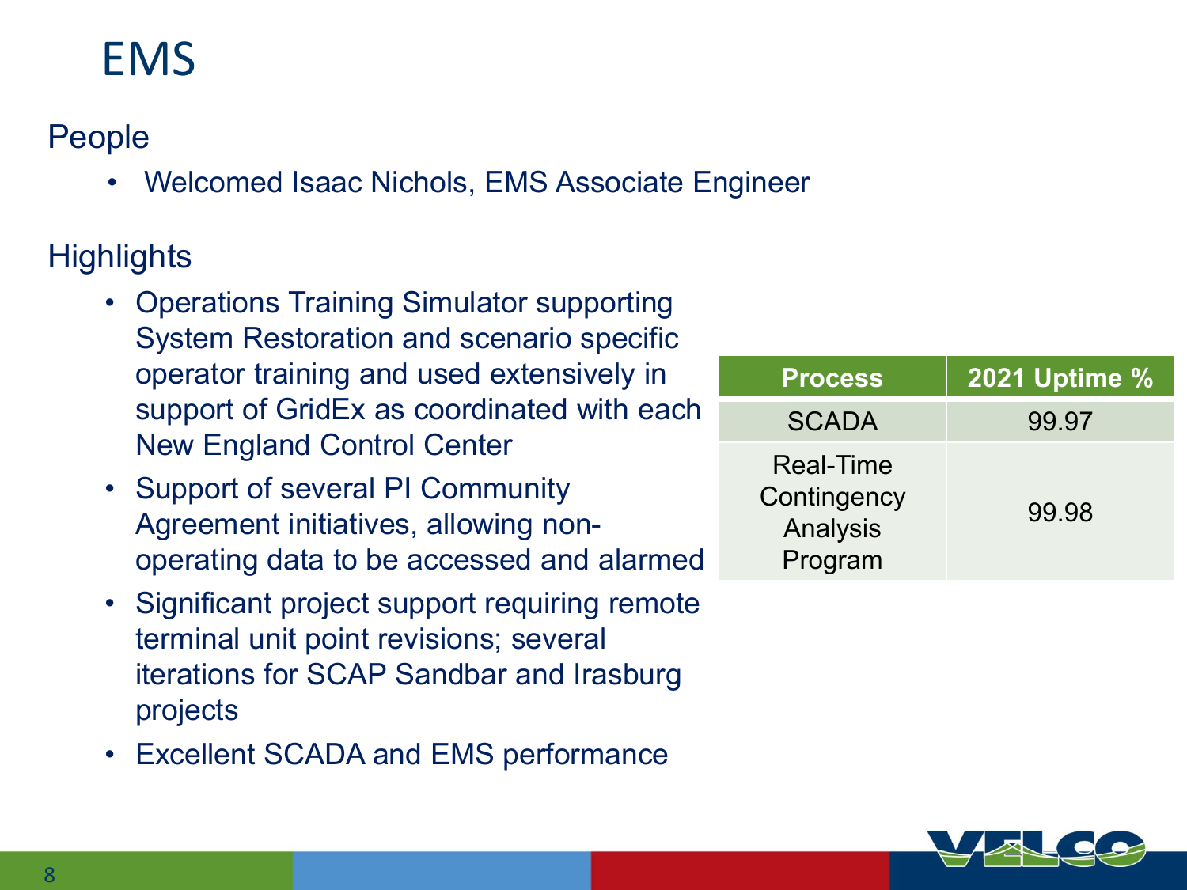# EMS

## People

- Welcomed Isaac Nichols, EMS Associate Engineer

## Highlights

- Operations Training Simulator supporting System Restoration and scenario specific operator training and used extensively in support of GridEx as coordinated with each New England Control Center
- Support of several PI Community Agreement initiatives, allowing non-operating data to be accessed and alarmed
- Significant project support requiring remote terminal unit point revisions; several iterations for SCAP Sandbar and Irasburg projects
- Excellent SCADA and EMS performance

| Process | 2021 Uptime % |
|---|---|
| SCADA | 99.97 |
| Real-Time Contingency Analysis Program | 99.98 |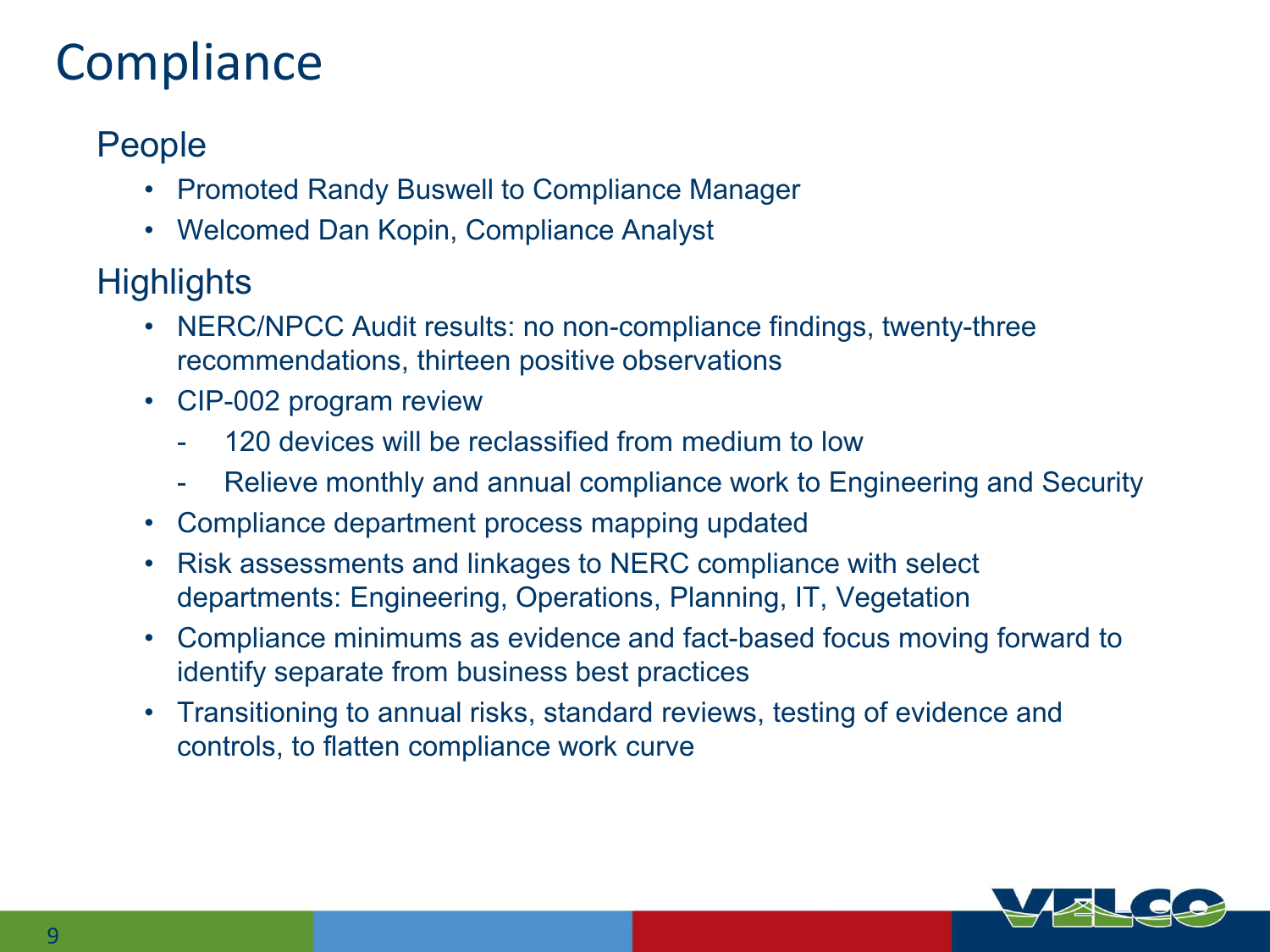# Compliance

## People

- Promoted Randy Buswell to Compliance Manager
- Welcomed Dan Kopin, Compliance Analyst

## Highlights

- NERC/NPCC Audit results: no non-compliance findings, twenty-three recommendations, thirteen positive observations
- CIP-002 program review
  - 120 devices will be reclassified from medium to low
  - Relieve monthly and annual compliance work to Engineering and Security
- Compliance department process mapping updated
- Risk assessments and linkages to NERC compliance with select departments: Engineering, Operations, Planning, IT, Vegetation
- Compliance minimums as evidence and fact-based focus moving forward to identify separate from business best practices
- Transitioning to annual risks, standard reviews, testing of evidence and controls, to flatten compliance work curve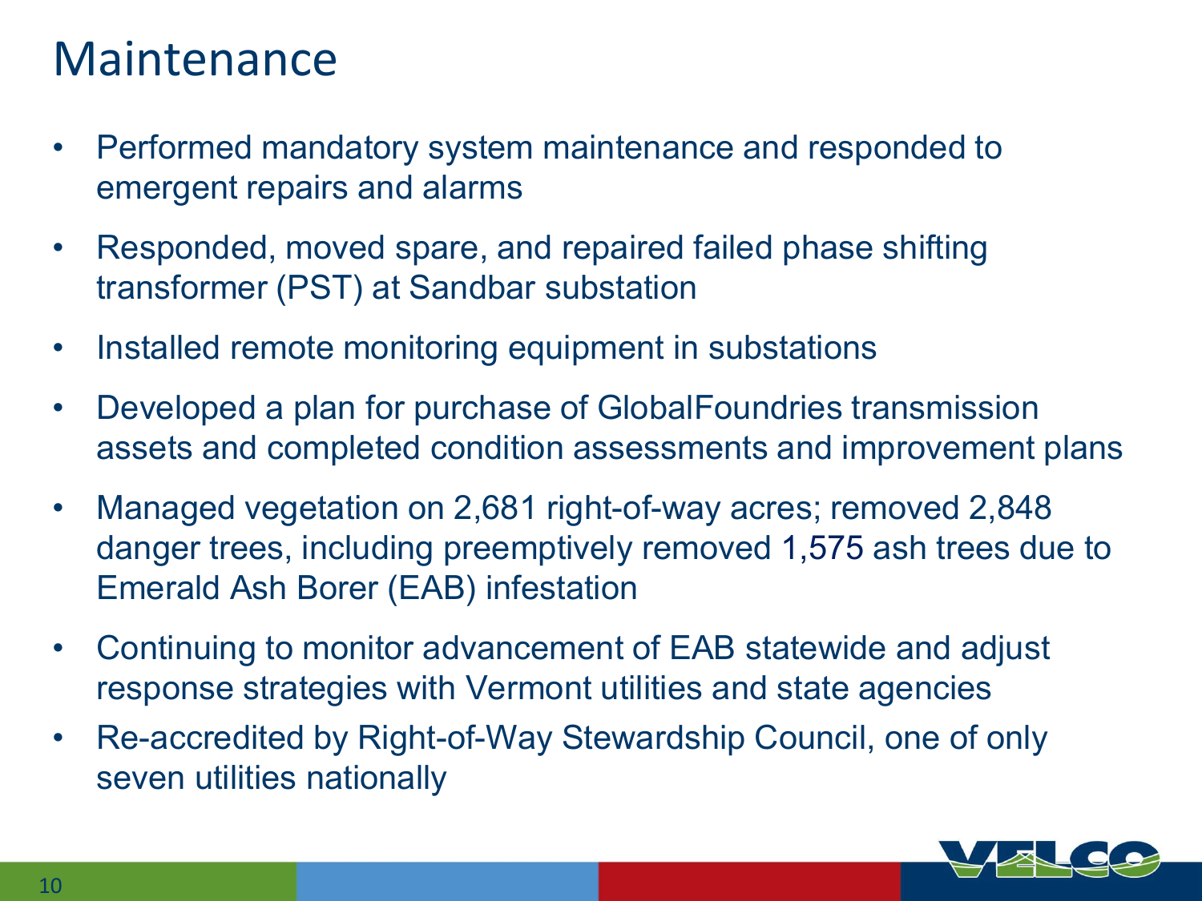# Maintenance

- Performed mandatory system maintenance and responded to emergent repairs and alarms
- Responded, moved spare, and repaired failed phase shifting transformer (PST) at Sandbar substation
- Installed remote monitoring equipment in substations
- Developed a plan for purchase of GlobalFoundries transmission assets and completed condition assessments and improvement plans
- Managed vegetation on 2,681 right-of-way acres; removed 2,848 danger trees, including preemptively removed 1,575 ash trees due to Emerald Ash Borer (EAB) infestation
- Continuing to monitor advancement of EAB statewide and adjust response strategies with Vermont utilities and state agencies
- Re-accredited by Right-of-Way Stewardship Council, one of only seven utilities nationally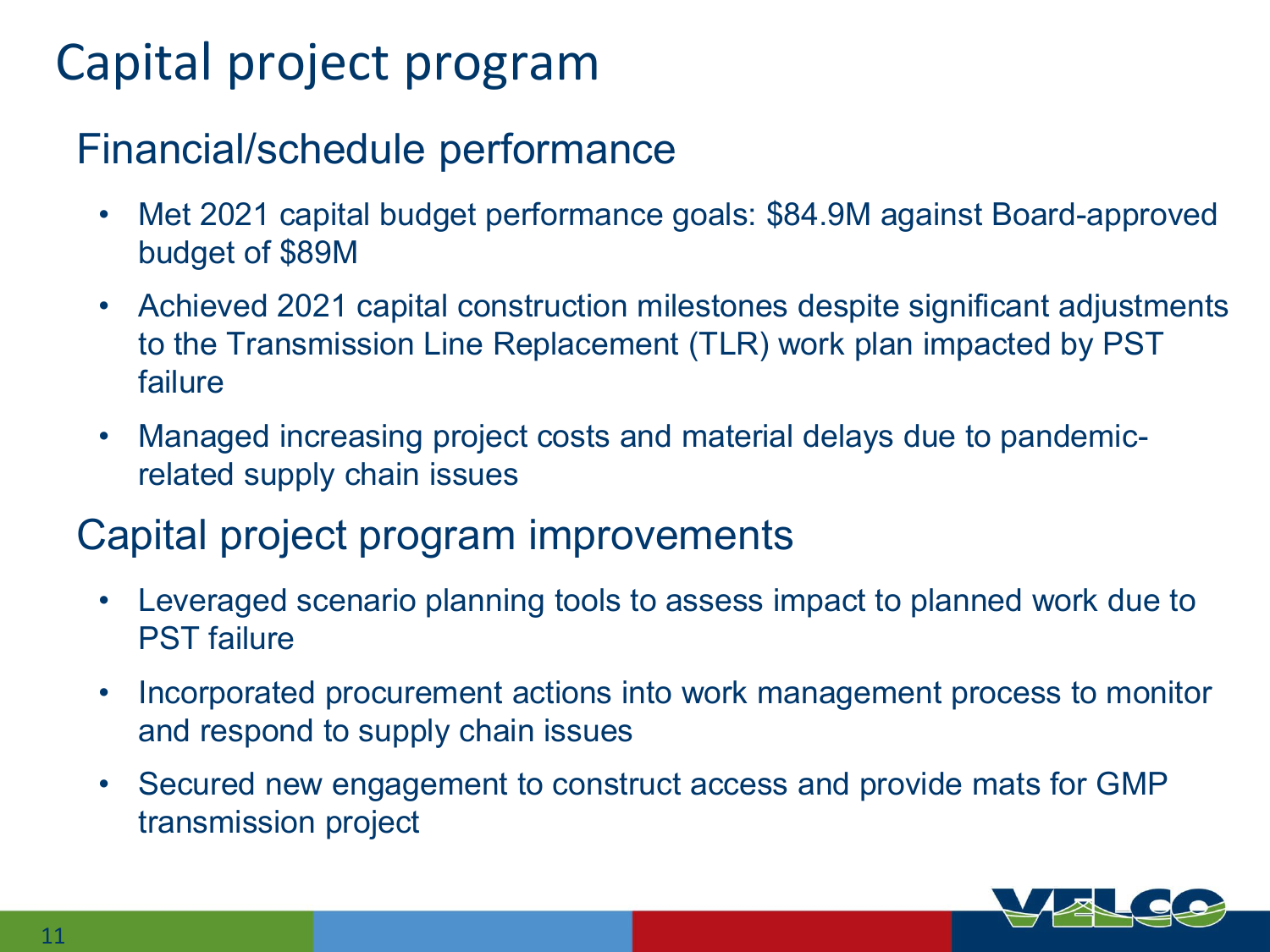# Capital project program

## Financial/schedule performance

- Met 2021 capital budget performance goals: $84.9M against Board-approved budget of $89M
- Achieved 2021 capital construction milestones despite significant adjustments to the Transmission Line Replacement (TLR) work plan impacted by PST failure
- Managed increasing project costs and material delays due to pandemic-related supply chain issues

## Capital project program improvements

- Leveraged scenario planning tools to assess impact to planned work due to PST failure
- Incorporated procurement actions into work management process to monitor and respond to supply chain issues
- Secured new engagement to construct access and provide mats for GMP transmission project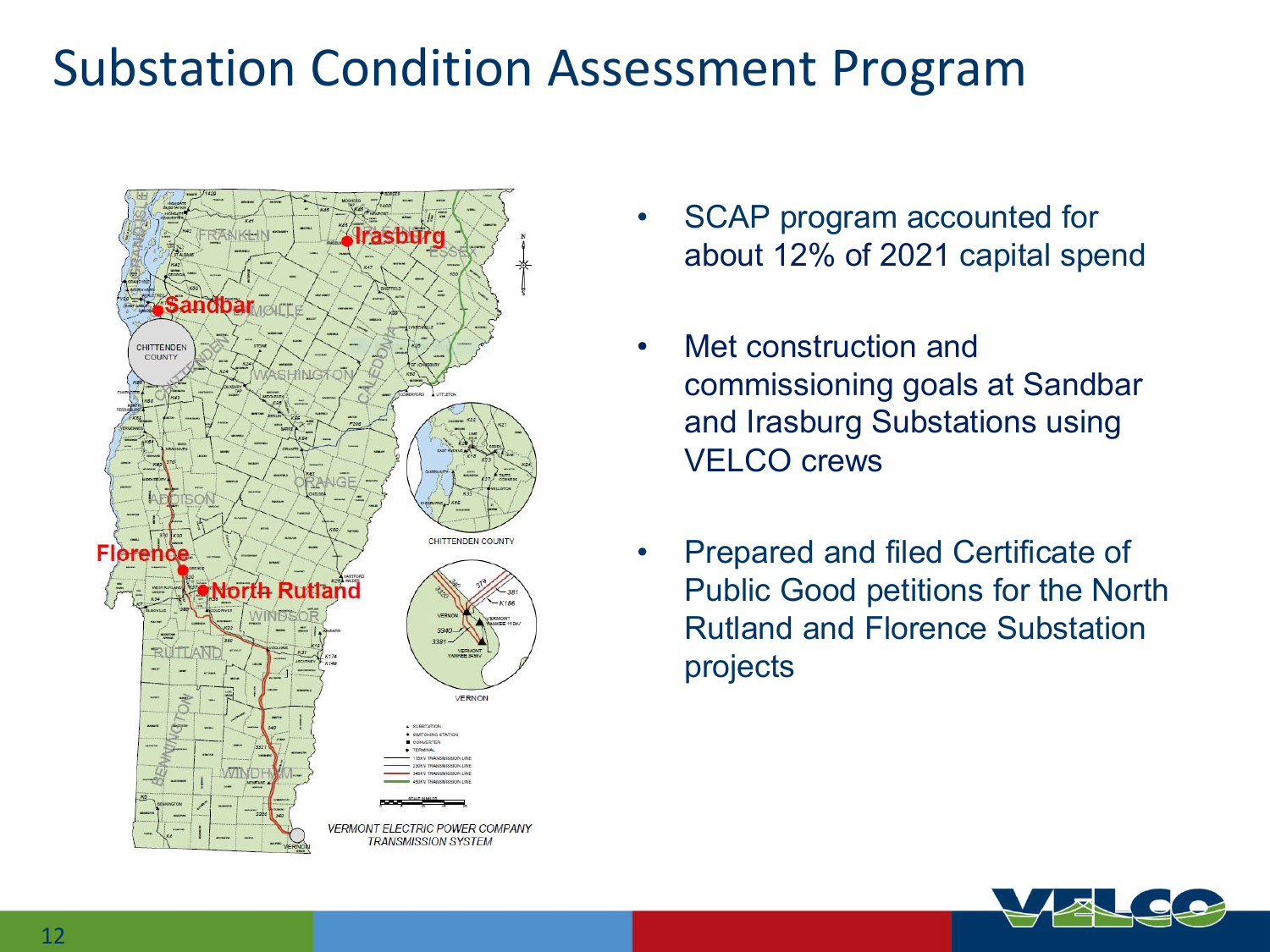# Substation Condition Assessment Program

- SCAP program accounted for about 12% of 2021 capital spend
- Met construction and commissioning goals at Sandbar and Irasburg Substations using VELCO crews
- Prepared and filed Certificate of Public Good petitions for the North Rutland and Florence Substation projects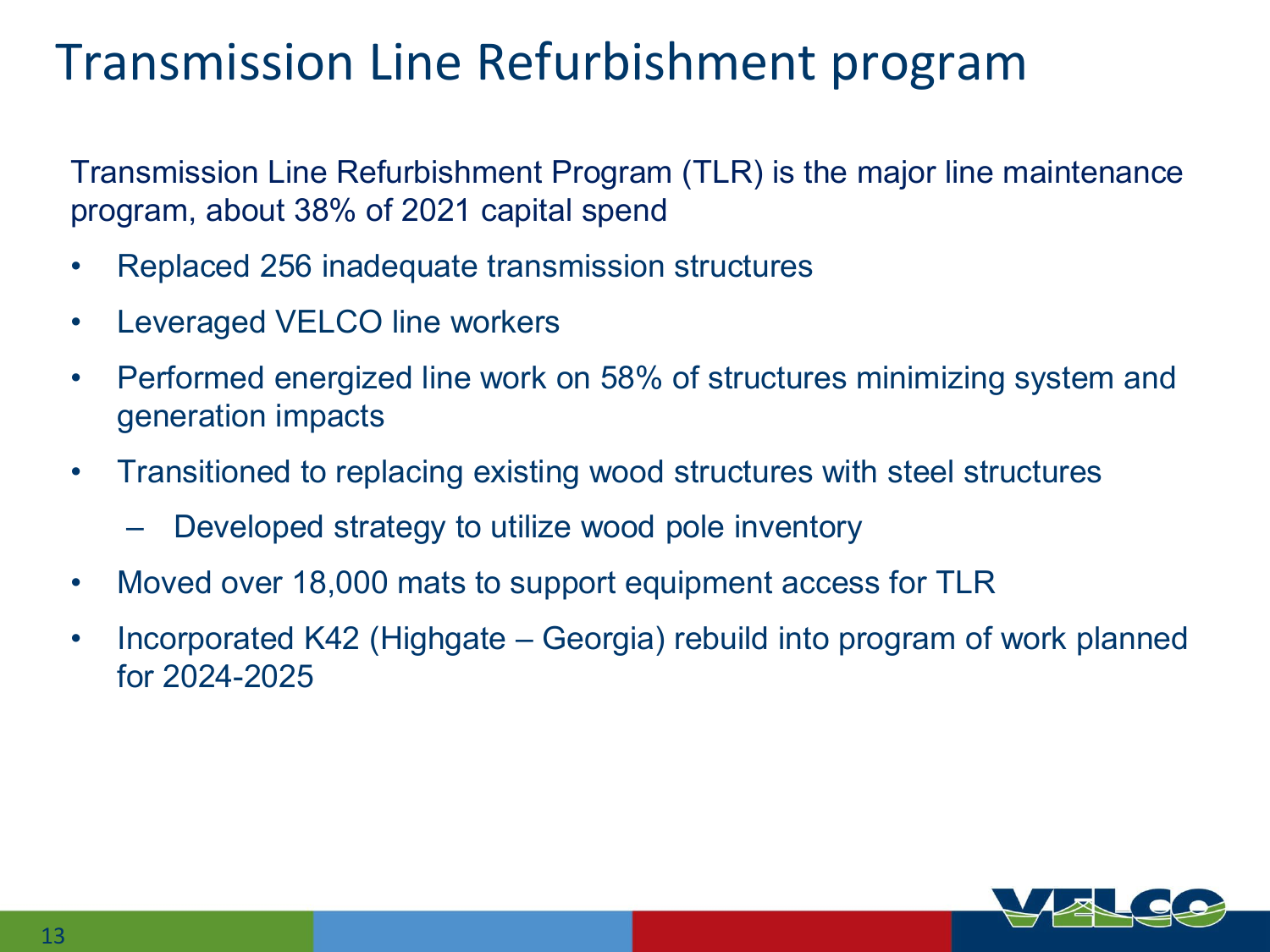# Transmission Line Refurbishment program

Transmission Line Refurbishment Program (TLR) is the major line maintenance program, about 38% of 2021 capital spend

- Replaced 256 inadequate transmission structures
- Leveraged VELCO line workers
- Performed energized line work on 58% of structures minimizing system and generation impacts
- Transitioned to replacing existing wood structures with steel structures
  - Developed strategy to utilize wood pole inventory
- Moved over 18,000 mats to support equipment access for TLR
- Incorporated K42 (Highgate – Georgia) rebuild into program of work planned for 2024-2025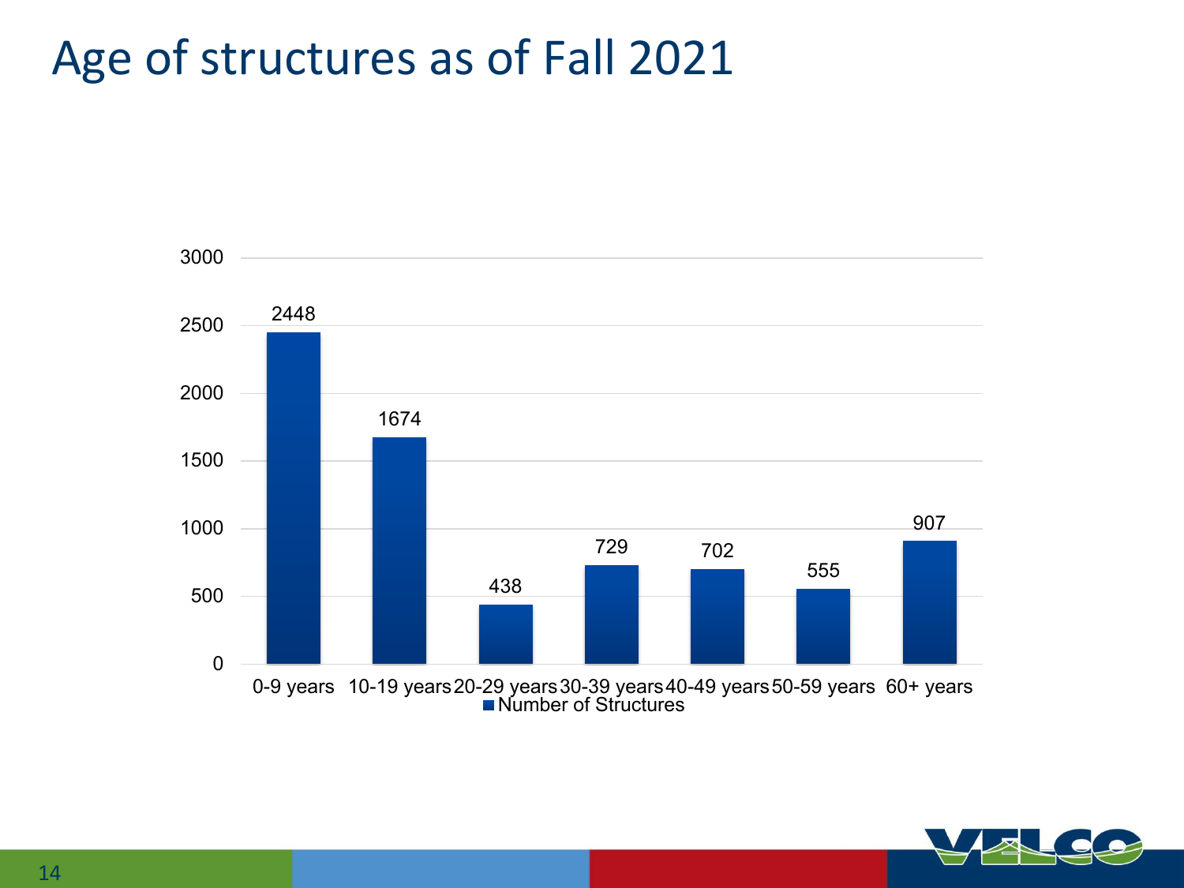# Age of structures as of Fall 2021

| Age | Number of Structures |
|---|---|
| 0-9 years | 2448 |
| 10-19 years | 1674 |
| 20-29 years | 438 |
| 30-39 years | 729 |
| 40-49 years | 702 |
| 50-59 years | 555 |
| 60+ years | 907 |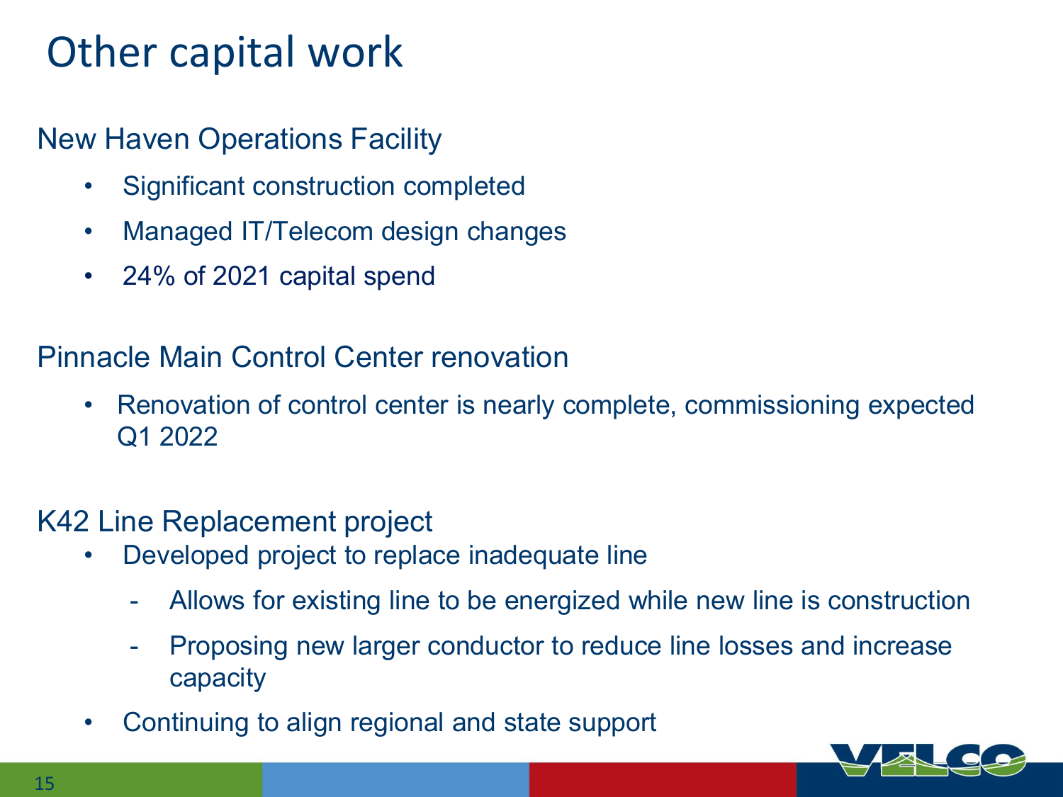# Other capital work

## New Haven Operations Facility

- Significant construction completed
- Managed IT/Telecom design changes
- 24% of 2021 capital spend

## Pinnacle Main Control Center renovation

- Renovation of control center is nearly complete, commissioning expected Q1 2022

## K42 Line Replacement project

- Developed project to replace inadequate line
  - Allows for existing line to be energized while new line is construction
  - Proposing new larger conductor to reduce line losses and increase capacity
- Continuing to align regional and state support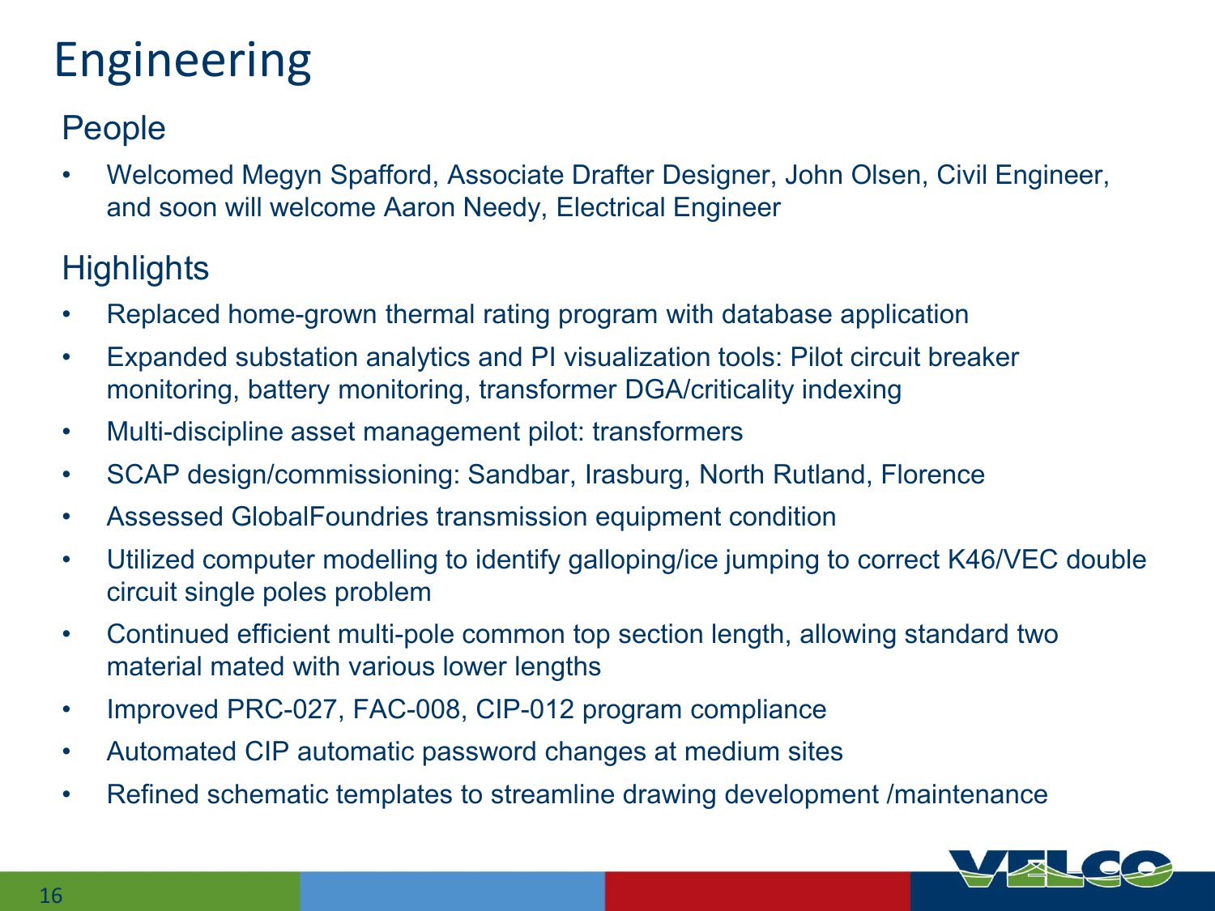# Engineering

## People

- Welcomed Megyn Spafford, Associate Drafter Designer, John Olsen, Civil Engineer, and soon will welcome Aaron Needy, Electrical Engineer

## Highlights

- Replaced home-grown thermal rating program with database application
- Expanded substation analytics and PI visualization tools: Pilot circuit breaker monitoring, battery monitoring, transformer DGA/criticality indexing
- Multi-discipline asset management pilot: transformers
- SCAP design/commissioning: Sandbar, Irasburg, North Rutland, Florence
- Assessed GlobalFoundries transmission equipment condition
- Utilized computer modelling to identify galloping/ice jumping to correct K46/VEC double circuit single poles problem
- Continued efficient multi-pole common top section length, allowing standard two material mated with various lower lengths
- Improved PRC-027, FAC-008, CIP-012 program compliance
- Automated CIP automatic password changes at medium sites
- Refined schematic templates to streamline drawing development /maintenance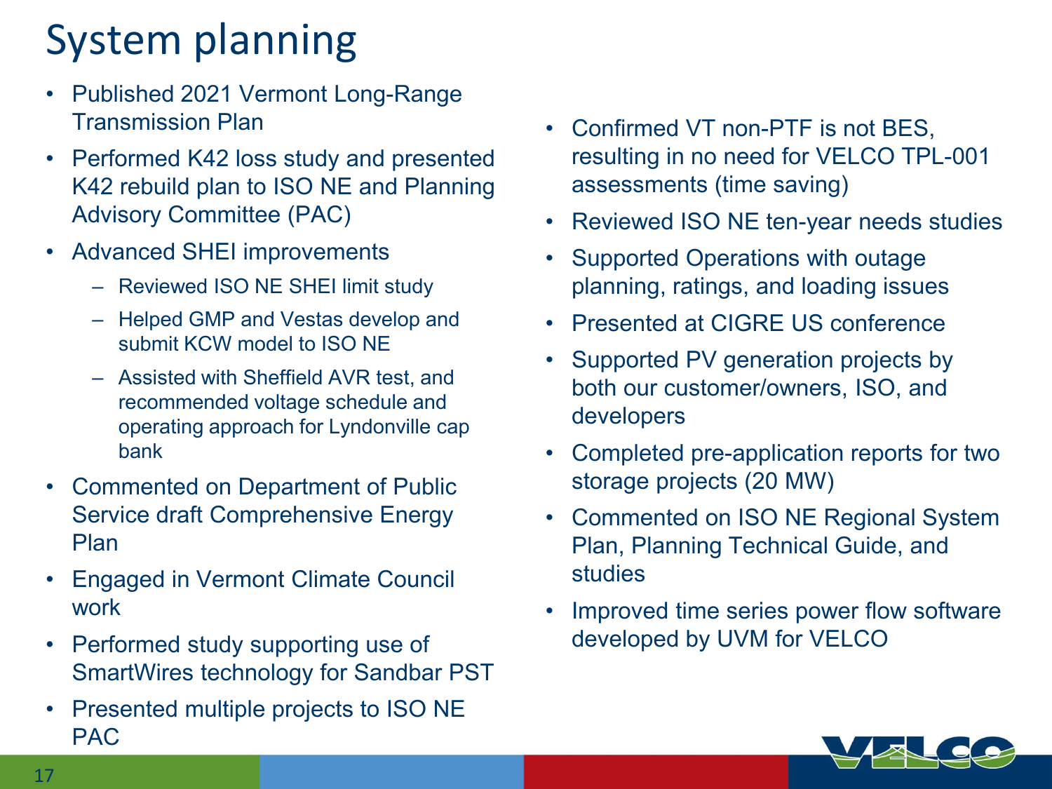# System planning

- Published 2021 Vermont Long-Range Transmission Plan
- Performed K42 loss study and presented K42 rebuild plan to ISO NE and Planning Advisory Committee (PAC)
- Advanced SHEI improvements
  - Reviewed ISO NE SHEI limit study
  - Helped GMP and Vestas develop and submit KCW model to ISO NE
  - Assisted with Sheffield AVR test, and recommended voltage schedule and operating approach for Lyndonville cap bank
- Commented on Department of Public Service draft Comprehensive Energy Plan
- Engaged in Vermont Climate Council work
- Performed study supporting use of SmartWires technology for Sandbar PST
- Presented multiple projects to ISO NE PAC
- Confirmed VT non-PTF is not BES, resulting in no need for VELCO TPL-001 assessments (time saving)
- Reviewed ISO NE ten-year needs studies
- Supported Operations with outage planning, ratings, and loading issues
- Presented at CIGRE US conference
- Supported PV generation projects by both our customer/owners, ISO, and developers
- Completed pre-application reports for two storage projects (20 MW)
- Commented on ISO NE Regional System Plan, Planning Technical Guide, and studies
- Improved time series power flow software developed by UVM for VELCO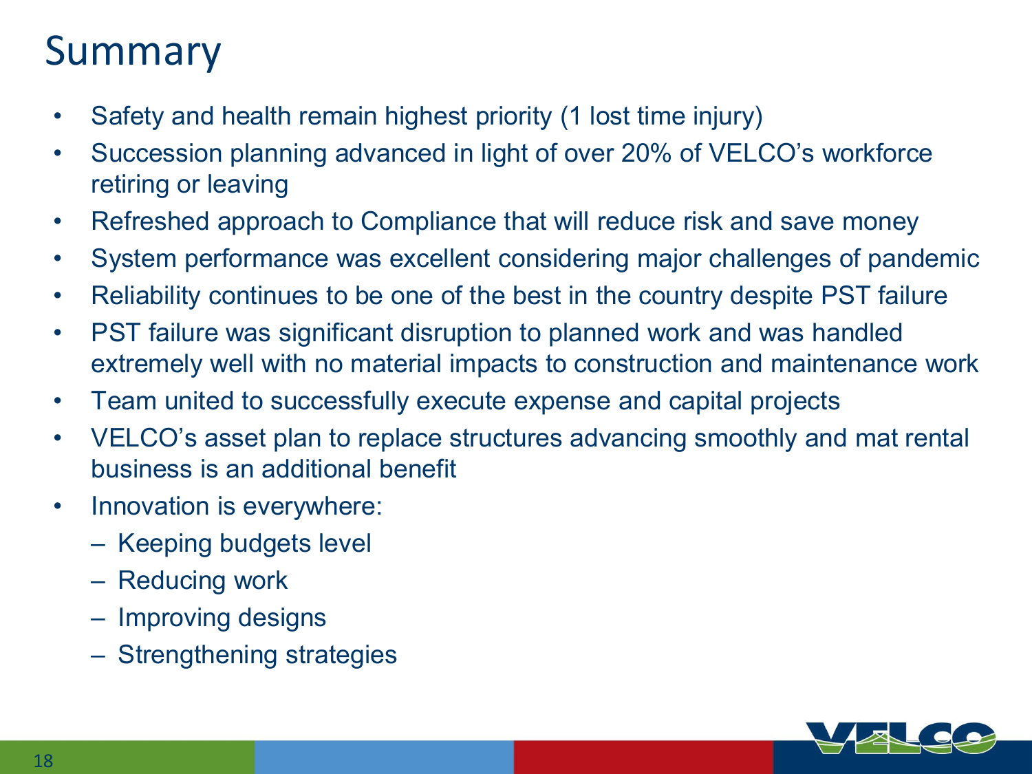# Summary

- Safety and health remain highest priority (1 lost time injury)
- Succession planning advanced in light of over 20% of VELCO's workforce retiring or leaving
- Refreshed approach to Compliance that will reduce risk and save money
- System performance was excellent considering major challenges of pandemic
- Reliability continues to be one of the best in the country despite PST failure
- PST failure was significant disruption to planned work and was handled extremely well with no material impacts to construction and maintenance work
- Team united to successfully execute expense and capital projects
- VELCO's asset plan to replace structures advancing smoothly and mat rental business is an additional benefit
- Innovation is everywhere:
  - Keeping budgets level
  - Reducing work
  - Improving designs
  - Strengthening strategies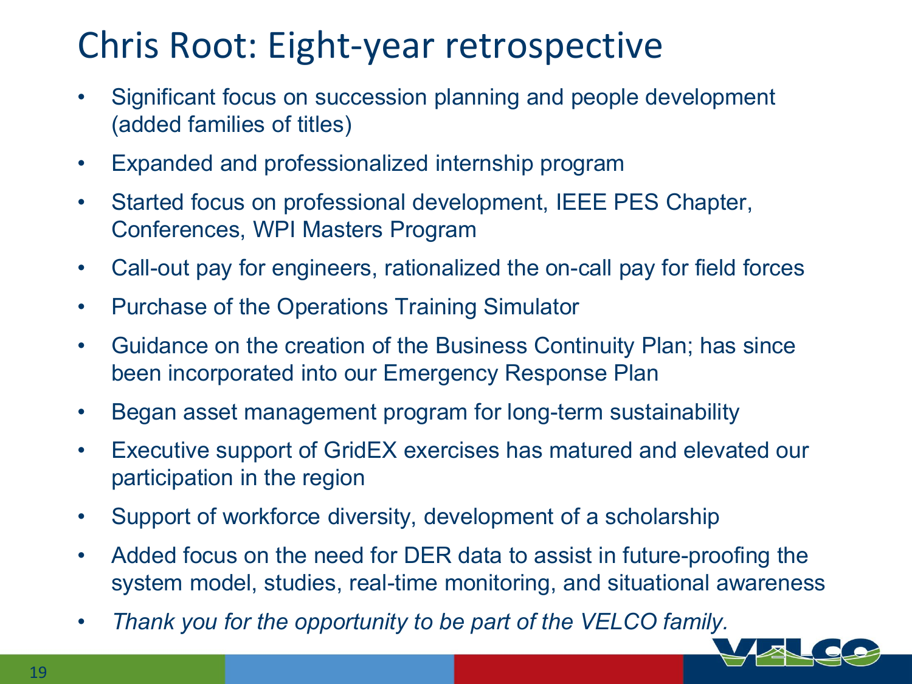# Chris Root: Eight-year retrospective

- Significant focus on succession planning and people development (added families of titles)
- Expanded and professionalized internship program
- Started focus on professional development, IEEE PES Chapter, Conferences, WPI Masters Program
- Call-out pay for engineers, rationalized the on-call pay for field forces
- Purchase of the Operations Training Simulator
- Guidance on the creation of the Business Continuity Plan; has since been incorporated into our Emergency Response Plan
- Began asset management program for long-term sustainability
- Executive support of GridEX exercises has matured and elevated our participation in the region
- Support of workforce diversity, development of a scholarship
- Added focus on the need for DER data to assist in future-proofing the system model, studies, real-time monitoring, and situational awareness
- *Thank you for the opportunity to be part of the VELCO family.*